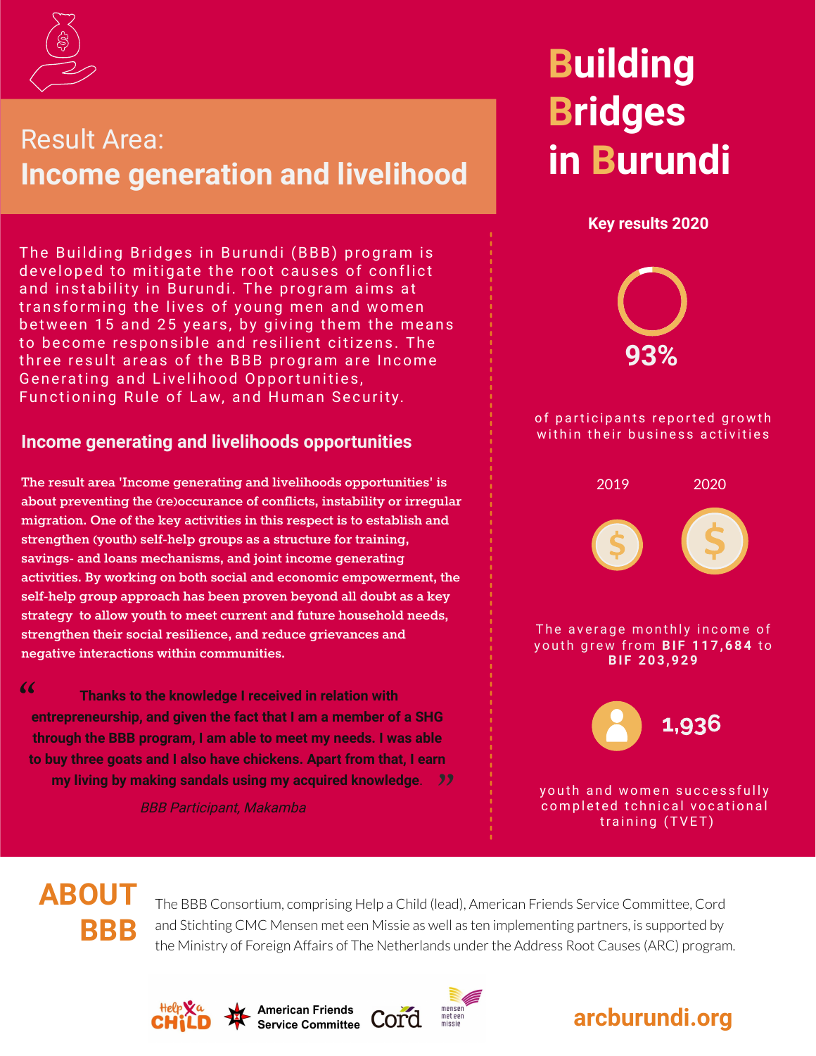# Building Bridges in Burundi

## Result Area: **Income generation and livelihood**

The Building Bridges in Burundi (BBB) program is developed to mitigate the root causes of conflict and instability in Burundi. The program aims at transforming the lives of young men and women between 15 and 25 years, by giving them the means to become responsible and resilient citizens. The three result areas of the BBB program are Income Generating and Livelihood Opportunities, Functioning Rule of Law, and Human Security.

### Income generating and livelihoods opportunities

The result area 'Income generating and livelihoods opportunities' is about preventing the (re)occurance of conflicts, instability or irregular migration. One of the key activities in this respect is to establish and strengthen (youth) self-help groups as a structure for training, savings- and loans mechanisms, and joint income generating activities. By working on both social and economic empowerment, the self-help group approach has been proven beyond all doubt as a key strategy to allow youth to meet current and future household needs, strengthen their social resilience, and reduce grievances and negative interactions within communities.

> **"Thanks to the knowledge I received in relation with entrepreneurship, and given the fact that I am a member of a SHG through the BBB program, I am able to meet my needs. I was able to buy three goats and I also have chickens. Apart from that, I earn my living by making sandals using my acquired knowledge."**
>
> *BBB Participant, Makamba*

### Key results 2020

**93%**

of participants reported growth within their business activities

2019 — 2020

The average monthly income of youth grew from **BIF 117,684** to **BIF 203,929**

**1,936**

youth and women successfully completed tchnical vocational training (TVET)

## ABOUT BBB

The BBB Consortium, comprising Help a Child (lead), American Friends Service Committee, Cord and Stichting CMC Mensen met een Missie as well as ten implementing partners, is supported by the Ministry of Foreign Affairs of The Netherlands under the Address Root Causes (ARC) program.

Help a Child | American Friends Service Committee | Cord | mensen met een missie

**arcburundi.org**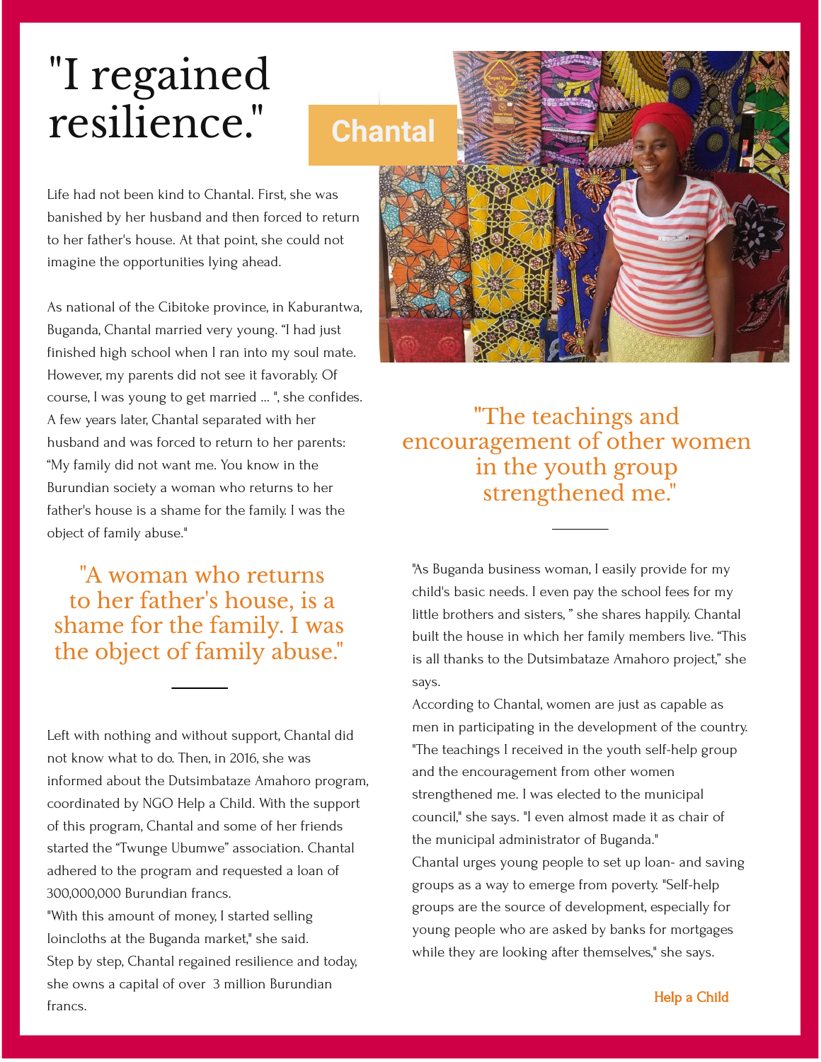# "I regained resilience."

Chantal

Life had not been kind to Chantal. First, she was banished by her husband and then forced to return to her father's house. At that point, she could not imagine the opportunities lying ahead.

As national of the Cibitoke province, in Kaburantwa, Buganda, Chantal married very young. "I had just finished high school when I ran into my soul mate. However, my parents did not see it favorably. Of course, I was young to get married ... ", she confides. A few years later, Chantal separated with her husband and was forced to return to her parents: "My family did not want me. You know in the Burundian society a woman who returns to her father's house is a shame for the family. I was the object of family abuse."

> "A woman who returns to her father's house, is a shame for the family. I was the object of family abuse."

Left with nothing and without support, Chantal did not know what to do. Then, in 2016, she was informed about the Dutsimbataze Amahoro program, coordinated by NGO Help a Child. With the support of this program, Chantal and some of her friends started the "Twunge Ubumwe" association. Chantal adhered to the program and requested a loan of 300,000,000 Burundian francs.

"With this amount of money, I started selling loincloths at the Buganda market," she said.

Step by step, Chantal regained resilience and today, she owns a capital of over 3 million Burundian francs.

> "The teachings and encouragement of other women in the youth group strengthened me."

"As Buganda business woman, I easily provide for my child's basic needs. I even pay the school fees for my little brothers and sisters, " she shares happily. Chantal built the house in which her family members live. "This is all thanks to the Dutsimbataze Amahoro project," she says.

According to Chantal, women are just as capable as men in participating in the development of the country. "The teachings I received in the youth self-help group and the encouragement from other women strengthened me. I was elected to the municipal council," she says. "I even almost made it as chair of the municipal administrator of Buganda."

Chantal urges young people to set up loan- and saving groups as a way to emerge from poverty. "Self-help groups are the source of development, especially for young people who are asked by banks for mortgages while they are looking after themselves," she says.

Help a Child